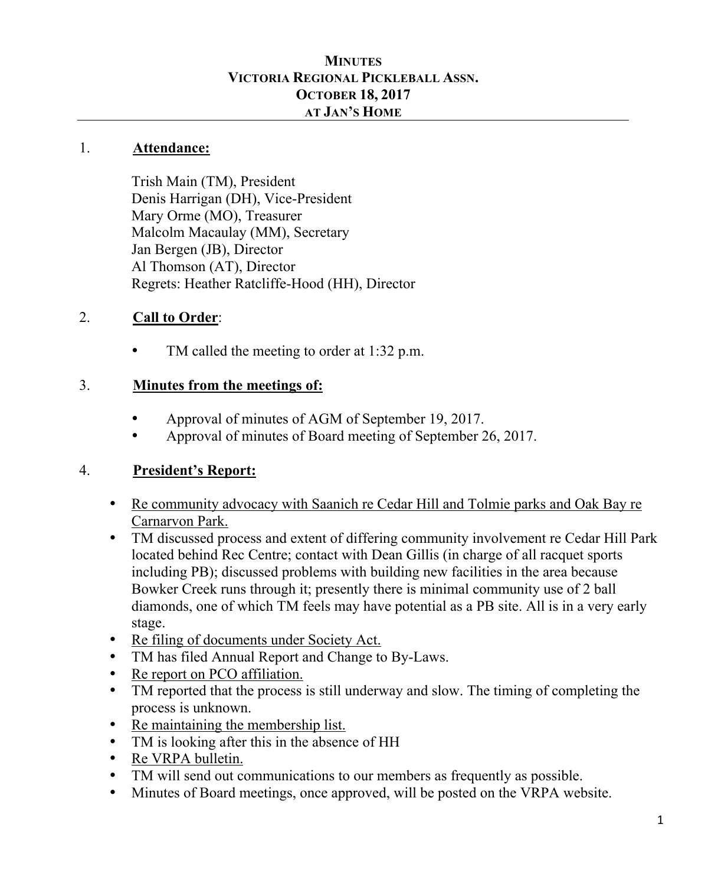# MINUTES
# VICTORIA REGIONAL PICKLEBALL ASSN.
# OCTOBER 18, 2017
# AT JAN'S HOME

---

1. **Attendance:**

   Trish Main (TM), President
   Denis Harrigan (DH), Vice-President
   Mary Orme (MO), Treasurer
   Malcolm Macaulay (MM), Secretary
   Jan Bergen (JB), Director
   Al Thomson (AT), Director
   Regrets: Heather Ratcliffe-Hood (HH), Director

2. **Call to Order**:

   - TM called the meeting to order at 1:32 p.m.

3. **Minutes from the meetings of:**

   - Approval of minutes of AGM of September 19, 2017.
   - Approval of minutes of Board meeting of September 26, 2017.

4. **President's Report:**

   - Re community advocacy with Saanich re Cedar Hill and Tolmie parks and Oak Bay re Carnarvon Park.
   - TM discussed process and extent of differing community involvement re Cedar Hill Park located behind Rec Centre; contact with Dean Gillis (in charge of all racquet sports including PB); discussed problems with building new facilities in the area because Bowker Creek runs through it; presently there is minimal community use of 2 ball diamonds, one of which TM feels may have potential as a PB site. All is in a very early stage.
   - Re filing of documents under Society Act.
   - TM has filed Annual Report and Change to By-Laws.
   - Re report on PCO affiliation.
   - TM reported that the process is still underway and slow. The timing of completing the process is unknown.
   - Re maintaining the membership list.
   - TM is looking after this in the absence of HH
   - Re VRPA bulletin.
   - TM will send out communications to our members as frequently as possible.
   - Minutes of Board meetings, once approved, will be posted on the VRPA website.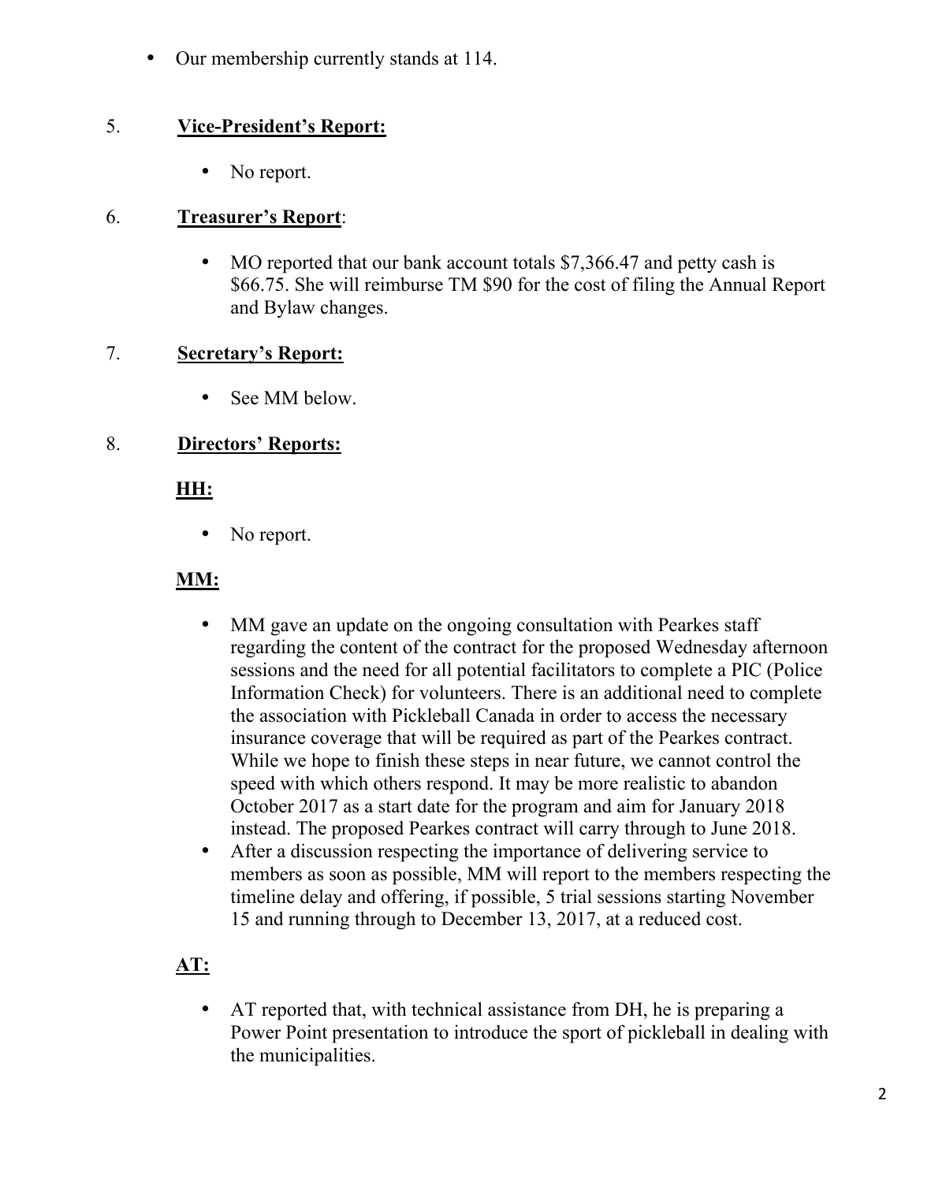- Our membership currently stands at 114.

5. **Vice-President's Report:**

    - No report.

6. **Treasurer's Report**:

    - MO reported that our bank account totals $7,366.47 and petty cash is $66.75. She will reimburse TM $90 for the cost of filing the Annual Report and Bylaw changes.

7. **Secretary's Report:**

    - See MM below.

8. **Directors' Reports:**

    **HH:**

    - No report.

    **MM:**

    - MM gave an update on the ongoing consultation with Pearkes staff regarding the content of the contract for the proposed Wednesday afternoon sessions and the need for all potential facilitators to complete a PIC (Police Information Check) for volunteers. There is an additional need to complete the association with Pickleball Canada in order to access the necessary insurance coverage that will be required as part of the Pearkes contract. While we hope to finish these steps in near future, we cannot control the speed with which others respond. It may be more realistic to abandon October 2017 as a start date for the program and aim for January 2018 instead. The proposed Pearkes contract will carry through to June 2018.
    - After a discussion respecting the importance of delivering service to members as soon as possible, MM will report to the members respecting the timeline delay and offering, if possible, 5 trial sessions starting November 15 and running through to December 13, 2017, at a reduced cost.

    **AT:**

    - AT reported that, with technical assistance from DH, he is preparing a Power Point presentation to introduce the sport of pickleball in dealing with the municipalities.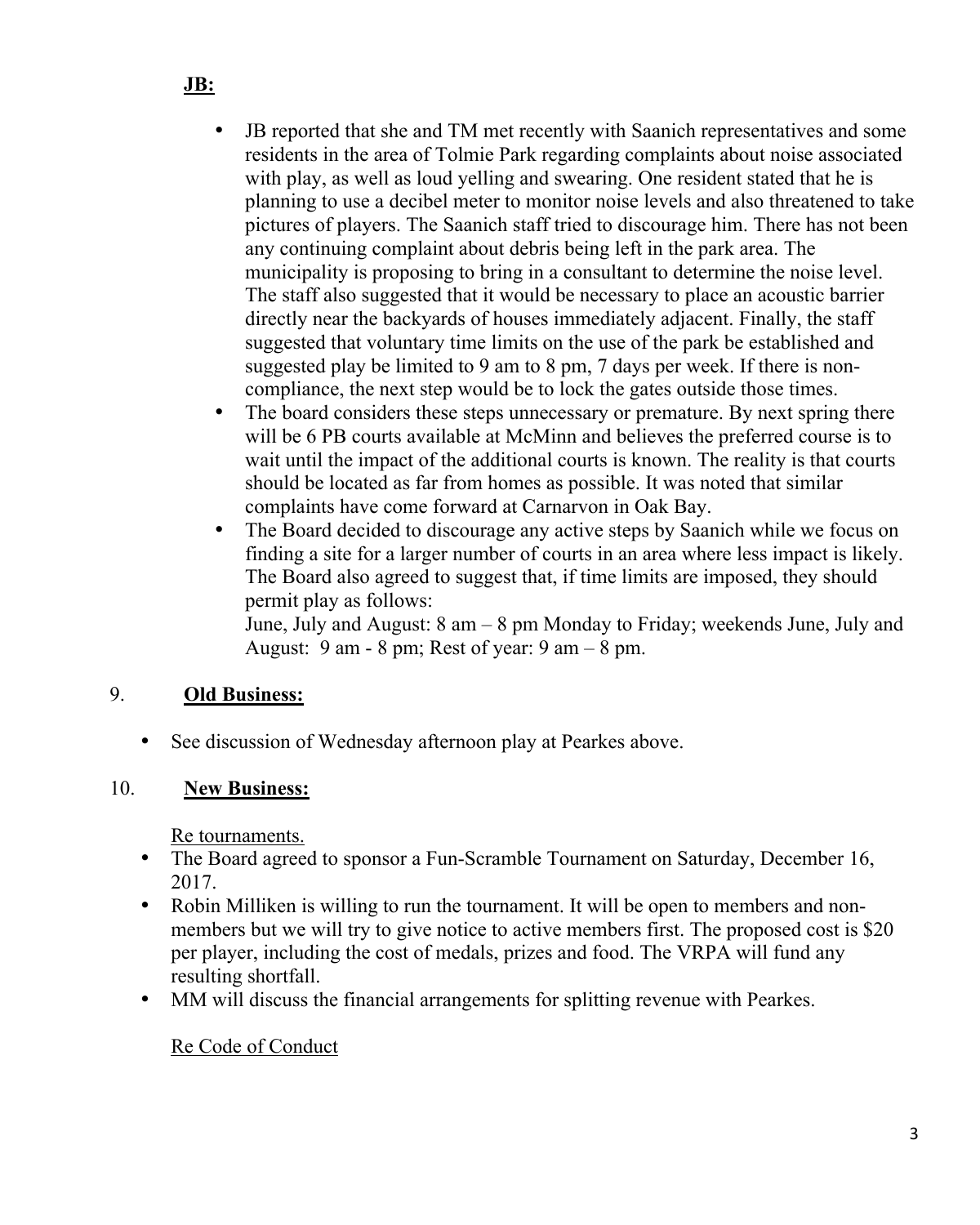**JB:**

- JB reported that she and TM met recently with Saanich representatives and some residents in the area of Tolmie Park regarding complaints about noise associated with play, as well as loud yelling and swearing. One resident stated that he is planning to use a decibel meter to monitor noise levels and also threatened to take pictures of players. The Saanich staff tried to discourage him. There has not been any continuing complaint about debris being left in the park area. The municipality is proposing to bring in a consultant to determine the noise level. The staff also suggested that it would be necessary to place an acoustic barrier directly near the backyards of houses immediately adjacent. Finally, the staff suggested that voluntary time limits on the use of the park be established and suggested play be limited to 9 am to 8 pm, 7 days per week. If there is non-compliance, the next step would be to lock the gates outside those times.
- The board considers these steps unnecessary or premature. By next spring there will be 6 PB courts available at McMinn and believes the preferred course is to wait until the impact of the additional courts is known. The reality is that courts should be located as far from homes as possible. It was noted that similar complaints have come forward at Carnarvon in Oak Bay.
- The Board decided to discourage any active steps by Saanich while we focus on finding a site for a larger number of courts in an area where less impact is likely. The Board also agreed to suggest that, if time limits are imposed, they should permit play as follows:
  June, July and August: 8 am – 8 pm Monday to Friday; weekends June, July and August: 9 am - 8 pm; Rest of year: 9 am – 8 pm.

## 9. **Old Business:**

- See discussion of Wednesday afternoon play at Pearkes above.

## 10. **New Business:**

Re tournaments.

- The Board agreed to sponsor a Fun-Scramble Tournament on Saturday, December 16, 2017.
- Robin Milliken is willing to run the tournament. It will be open to members and non-members but we will try to give notice to active members first. The proposed cost is $20 per player, including the cost of medals, prizes and food. The VRPA will fund any resulting shortfall.
- MM will discuss the financial arrangements for splitting revenue with Pearkes.

Re Code of Conduct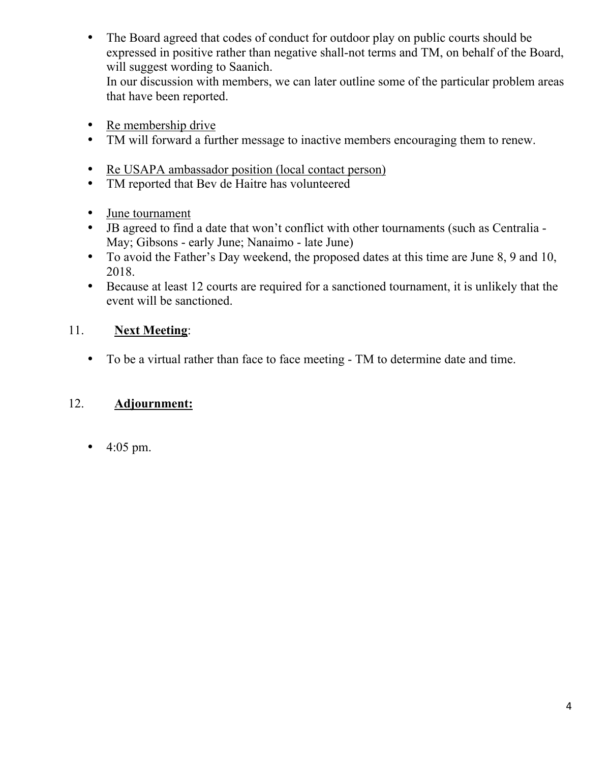- The Board agreed that codes of conduct for outdoor play on public courts should be expressed in positive rather than negative shall-not terms and TM, on behalf of the Board, will suggest wording to Saanich.
  In our discussion with members, we can later outline some of the particular problem areas that have been reported.

- Re membership drive
- TM will forward a further message to inactive members encouraging them to renew.

- Re USAPA ambassador position (local contact person)
- TM reported that Bev de Haitre has volunteered

- June tournament
- JB agreed to find a date that won't conflict with other tournaments (such as Centralia - May; Gibsons - early June; Nanaimo - late June)
- To avoid the Father's Day weekend, the proposed dates at this time are June 8, 9 and 10, 2018.
- Because at least 12 courts are required for a sanctioned tournament, it is unlikely that the event will be sanctioned.

11. **Next Meeting**:

- To be a virtual rather than face to face meeting - TM to determine date and time.

12. **Adjournment:**

- 4:05 pm.